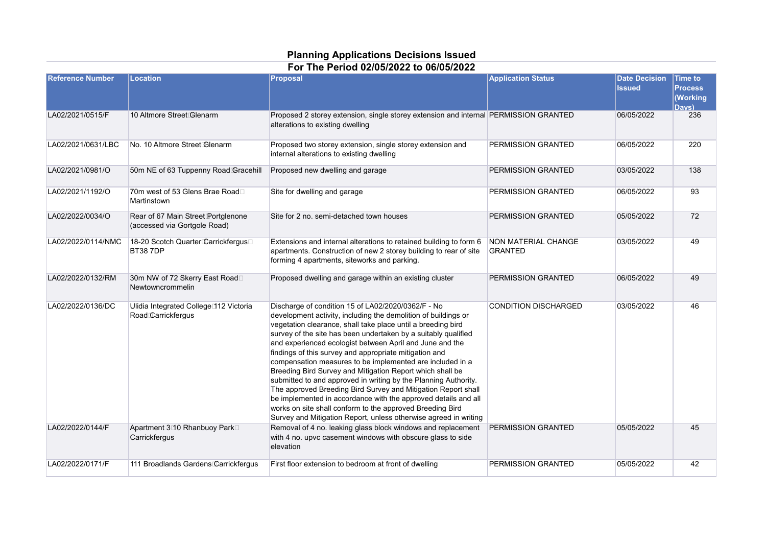# Planning Applications Decisions Issued

## For The Period 02/05/2022 to 06/05/2022

| Reference Number | Location | Proposal | Application Status | Date Decision Issued | Time to Process (Working Days) |
|---|---|---|---|---|---|
| LA02/2021/0515/F | 10 Altmore Street Glenarm | Proposed 2 storey extension, single storey extension and internal alterations to existing dwelling | PERMISSION GRANTED | 06/05/2022 | 236 |
| LA02/2021/0631/LBC | No. 10 Altmore Street Glenarm | Proposed two storey extension, single storey extension and internal alterations to existing dwelling | PERMISSION GRANTED | 06/05/2022 | 220 |
| LA02/2021/0981/O | 50m NE of 63 Tuppenny Road Gracehill | Proposed new dwelling and garage | PERMISSION GRANTED | 03/05/2022 | 138 |
| LA02/2021/1192/O | 70m west of 53 Glens Brae Road Martinstown | Site for dwelling and garage | PERMISSION GRANTED | 06/05/2022 | 93 |
| LA02/2022/0034/O | Rear of 67 Main Street Portglenone (accessed via Gortgole Road) | Site for 2 no. semi-detached town houses | PERMISSION GRANTED | 05/05/2022 | 72 |
| LA02/2022/0114/NMC | 18-20 Scotch Quarter Carrickfergus BT38 7DP | Extensions and internal alterations to retained building to form 6 apartments. Construction of new 2 storey building to rear of site forming 4 apartments, siteworks and parking. | NON MATERIAL CHANGE GRANTED | 03/05/2022 | 49 |
| LA02/2022/0132/RM | 30m NW of 72 Skerry East Road Newtowncrommelin | Proposed dwelling and garage within an existing cluster | PERMISSION GRANTED | 06/05/2022 | 49 |
| LA02/2022/0136/DC | Ulidia Integrated College 112 Victoria Road Carrickfergus | Discharge of condition 15 of LA02/2020/0362/F - No development activity, including the demolition of buildings or vegetation clearance, shall take place until a breeding bird survey of the site has been undertaken by a suitably qualified and experienced ecologist between April and June and the findings of this survey and appropriate mitigation and compensation measures to be implemented are included in a Breeding Bird Survey and Mitigation Report which shall be submitted to and approved in writing by the Planning Authority. The approved Breeding Bird Survey and Mitigation Report shall be implemented in accordance with the approved details and all works on site shall conform to the approved Breeding Bird Survey and Mitigation Report, unless otherwise agreed in writing | CONDITION DISCHARGED | 03/05/2022 | 46 |
| LA02/2022/0144/F | Apartment 3 10 Rhanbuoy Park Carrickfergus | Removal of 4 no. leaking glass block windows and replacement with 4 no. upvc casement windows with obscure glass to side elevation | PERMISSION GRANTED | 05/05/2022 | 45 |
| LA02/2022/0171/F | 111 Broadlands Gardens Carrickfergus | First floor extension to bedroom at front of dwelling | PERMISSION GRANTED | 05/05/2022 | 42 |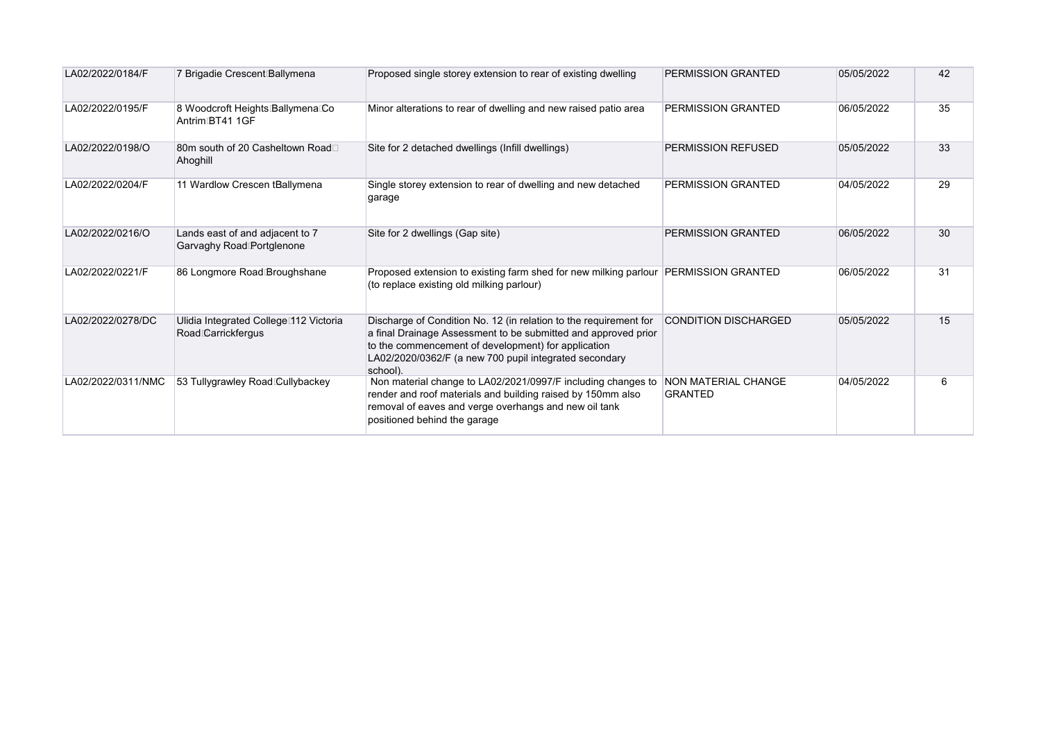| | | | | | |
|---|---|---|---|---|---|
| LA02/2022/0184/F | 7 Brigadie Crescent Ballymena | Proposed single storey extension to rear of existing dwelling | PERMISSION GRANTED | 05/05/2022 | 42 |
| LA02/2022/0195/F | 8 Woodcroft Heights Ballymena Co Antrim BT41 1GF | Minor alterations to rear of dwelling and new raised patio area | PERMISSION GRANTED | 06/05/2022 | 35 |
| LA02/2022/0198/O | 80m south of 20 Casheltown Road Ahoghill | Site for 2 detached dwellings (Infill dwellings) | PERMISSION REFUSED | 05/05/2022 | 33 |
| LA02/2022/0204/F | 11 Wardlow Crescen tBallymena | Single storey extension to rear of dwelling and new detached garage | PERMISSION GRANTED | 04/05/2022 | 29 |
| LA02/2022/0216/O | Lands east of and adjacent to 7 Garvaghy Road Portglenone | Site for 2 dwellings (Gap site) | PERMISSION GRANTED | 06/05/2022 | 30 |
| LA02/2022/0221/F | 86 Longmore Road Broughshane | Proposed extension to existing farm shed for new milking parlour (to replace existing old milking parlour) | PERMISSION GRANTED | 06/05/2022 | 31 |
| LA02/2022/0278/DC | Ulidia Integrated College 112 Victoria Road Carrickfergus | Discharge of Condition No. 12 (in relation to the requirement for a final Drainage Assessment to be submitted and approved prior to the commencement of development) for application LA02/2020/0362/F (a new 700 pupil integrated secondary school). | CONDITION DISCHARGED | 05/05/2022 | 15 |
| LA02/2022/0311/NMC | 53 Tullygrawley Road Cullybackey | Non material change to LA02/2021/0997/F including changes to render and roof materials and building raised by 150mm also removal of eaves and verge overhangs and new oil tank positioned behind the garage | NON MATERIAL CHANGE GRANTED | 04/05/2022 | 6 |